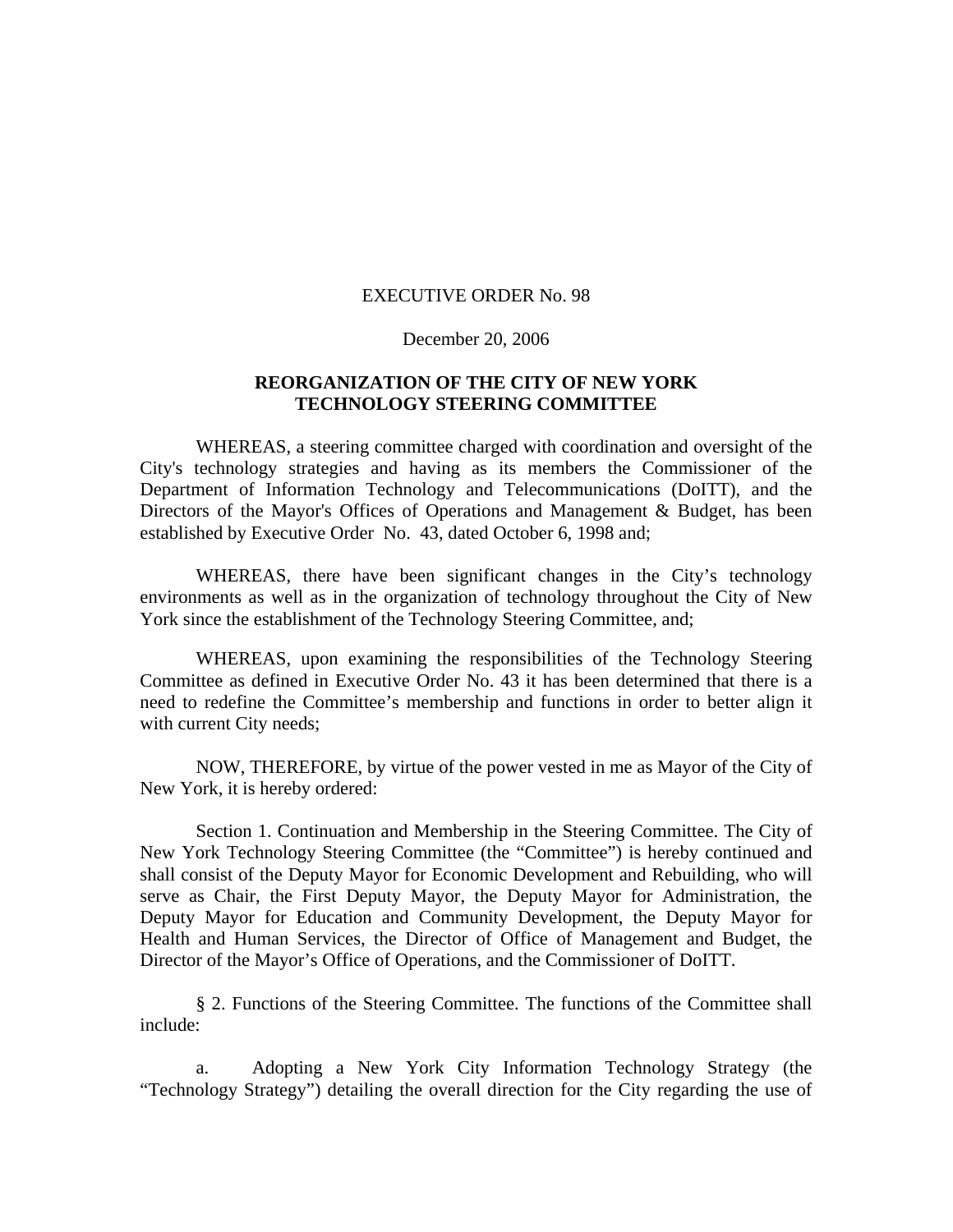EXECUTIVE ORDER No. 98

December 20, 2006

**REORGANIZATION OF THE CITY OF NEW YORK TECHNOLOGY STEERING COMMITTEE**

WHEREAS, a steering committee charged with coordination and oversight of the City's technology strategies and having as its members the Commissioner of the Department of Information Technology and Telecommunications (DoITT), and the Directors of the Mayor's Offices of Operations and Management & Budget, has been established by Executive Order No. 43, dated October 6, 1998 and;

WHEREAS, there have been significant changes in the City's technology environments as well as in the organization of technology throughout the City of New York since the establishment of the Technology Steering Committee, and;

WHEREAS, upon examining the responsibilities of the Technology Steering Committee as defined in Executive Order No. 43 it has been determined that there is a need to redefine the Committee's membership and functions in order to better align it with current City needs;

NOW, THEREFORE, by virtue of the power vested in me as Mayor of the City of New York, it is hereby ordered:

Section 1. Continuation and Membership in the Steering Committee. The City of New York Technology Steering Committee (the "Committee") is hereby continued and shall consist of the Deputy Mayor for Economic Development and Rebuilding, who will serve as Chair, the First Deputy Mayor, the Deputy Mayor for Administration, the Deputy Mayor for Education and Community Development, the Deputy Mayor for Health and Human Services, the Director of Office of Management and Budget, the Director of the Mayor's Office of Operations, and the Commissioner of DoITT.

§ 2. Functions of the Steering Committee. The functions of the Committee shall include:

a. Adopting a New York City Information Technology Strategy (the "Technology Strategy") detailing the overall direction for the City regarding the use of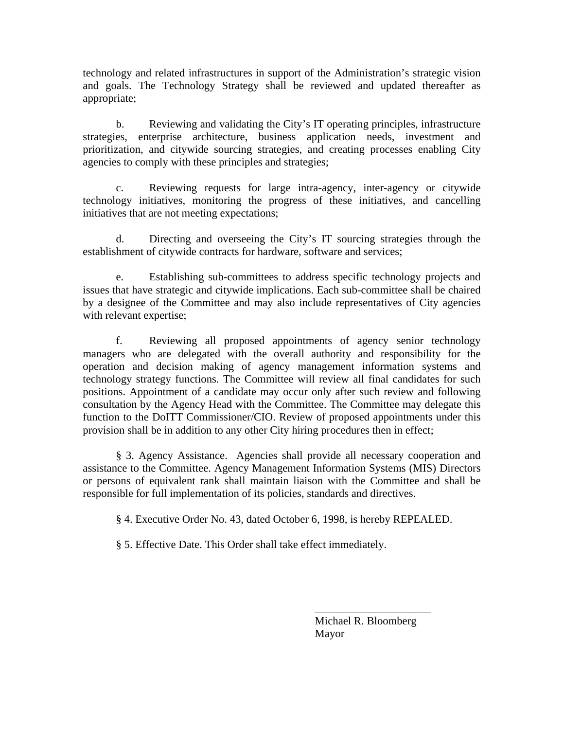technology and related infrastructures in support of the Administration's strategic vision and goals. The Technology Strategy shall be reviewed and updated thereafter as appropriate;

b. Reviewing and validating the City's IT operating principles, infrastructure strategies, enterprise architecture, business application needs, investment and prioritization, and citywide sourcing strategies, and creating processes enabling City agencies to comply with these principles and strategies;

c. Reviewing requests for large intra-agency, inter-agency or citywide technology initiatives, monitoring the progress of these initiatives, and cancelling initiatives that are not meeting expectations;

d. Directing and overseeing the City's IT sourcing strategies through the establishment of citywide contracts for hardware, software and services;

e. Establishing sub-committees to address specific technology projects and issues that have strategic and citywide implications. Each sub-committee shall be chaired by a designee of the Committee and may also include representatives of City agencies with relevant expertise;

f. Reviewing all proposed appointments of agency senior technology managers who are delegated with the overall authority and responsibility for the operation and decision making of agency management information systems and technology strategy functions. The Committee will review all final candidates for such positions. Appointment of a candidate may occur only after such review and following consultation by the Agency Head with the Committee. The Committee may delegate this function to the DoITT Commissioner/CIO. Review of proposed appointments under this provision shall be in addition to any other City hiring procedures then in effect;

§ 3. Agency Assistance. Agencies shall provide all necessary cooperation and assistance to the Committee. Agency Management Information Systems (MIS) Directors or persons of equivalent rank shall maintain liaison with the Committee and shall be responsible for full implementation of its policies, standards and directives.

§ 4. Executive Order No. 43, dated October 6, 1998, is hereby REPEALED.

§ 5. Effective Date. This Order shall take effect immediately.

\_\_\_\_\_\_\_\_\_\_\_\_\_\_\_\_\_\_\_\_\_\_

Michael R. Bloomberg
Mayor